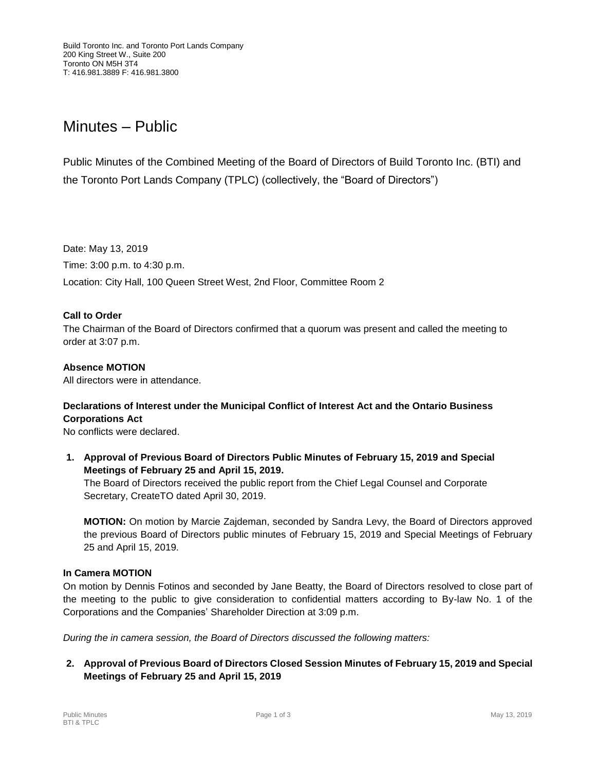Build Toronto Inc. and Toronto Port Lands Company
200 King Street W., Suite 200
Toronto ON M5H 3T4
T: 416.981.3889 F: 416.981.3800

# Minutes – Public

Public Minutes of the Combined Meeting of the Board of Directors of Build Toronto Inc. (BTI) and the Toronto Port Lands Company (TPLC) (collectively, the "Board of Directors")

Date: May 13, 2019

Time: 3:00 p.m. to 4:30 p.m.

Location: City Hall, 100 Queen Street West, 2nd Floor, Committee Room 2

**Call to Order**

The Chairman of the Board of Directors confirmed that a quorum was present and called the meeting to order at 3:07 p.m.

**Absence MOTION**

All directors were in attendance.

**Declarations of Interest under the Municipal Conflict of Interest Act and the Ontario Business Corporations Act**

No conflicts were declared.

1. **Approval of Previous Board of Directors Public Minutes of February 15, 2019 and Special Meetings of February 25 and April 15, 2019.**

   The Board of Directors received the public report from the Chief Legal Counsel and Corporate Secretary, CreateTO dated April 30, 2019.

   **MOTION:** On motion by Marcie Zajdeman, seconded by Sandra Levy, the Board of Directors approved the previous Board of Directors public minutes of February 15, 2019 and Special Meetings of February 25 and April 15, 2019.

**In Camera MOTION**

On motion by Dennis Fotinos and seconded by Jane Beatty, the Board of Directors resolved to close part of the meeting to the public to give consideration to confidential matters according to By-law No. 1 of the Corporations and the Companies' Shareholder Direction at 3:09 p.m.

*During the in camera session, the Board of Directors discussed the following matters:*

2. **Approval of Previous Board of Directors Closed Session Minutes of February 15, 2019 and Special Meetings of February 25 and April 15, 2019**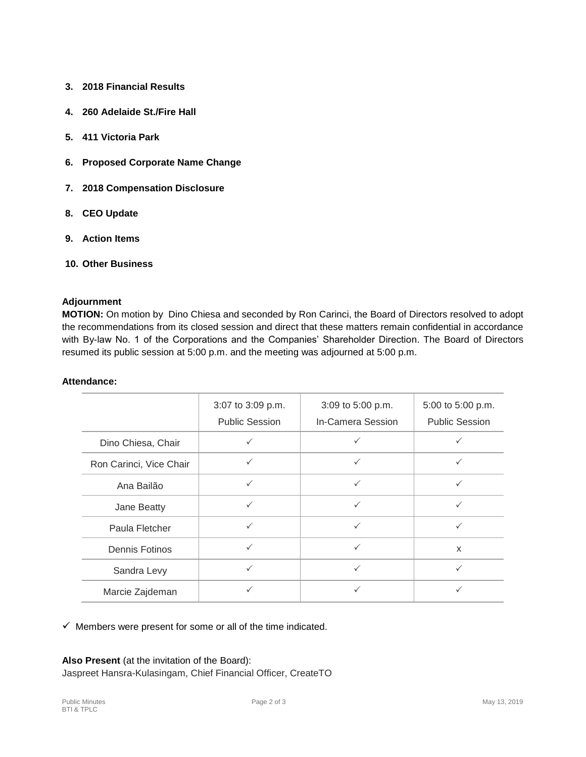3. **2018 Financial Results**

4. **260 Adelaide St./Fire Hall**

5. **411 Victoria Park**

6. **Proposed Corporate Name Change**

7. **2018 Compensation Disclosure**

8. **CEO Update**

9. **Action Items**

10. **Other Business**

**Adjournment**

**MOTION:** On motion by Dino Chiesa and seconded by Ron Carinci, the Board of Directors resolved to adopt the recommendations from its closed session and direct that these matters remain confidential in accordance with By-law No. 1 of the Corporations and the Companies' Shareholder Direction. The Board of Directors resumed its public session at 5:00 p.m. and the meeting was adjourned at 5:00 p.m.

**Attendance:**

| | 3:07 to 3:09 p.m. Public Session | 3:09 to 5:00 p.m. In-Camera Session | 5:00 to 5:00 p.m. Public Session |
|---|---|---|---|
| Dino Chiesa, Chair | ✓ | ✓ | ✓ |
| Ron Carinci, Vice Chair | ✓ | ✓ | ✓ |
| Ana Bailão | ✓ | ✓ | ✓ |
| Jane Beatty | ✓ | ✓ | ✓ |
| Paula Fletcher | ✓ | ✓ | ✓ |
| Dennis Fotinos | ✓ | ✓ | x |
| Sandra Levy | ✓ | ✓ | ✓ |
| Marcie Zajdeman | ✓ | ✓ | ✓ |

✓ Members were present for some or all of the time indicated.

**Also Present** (at the invitation of the Board):
Jaspreet Hansra-Kulasingam, Chief Financial Officer, CreateTO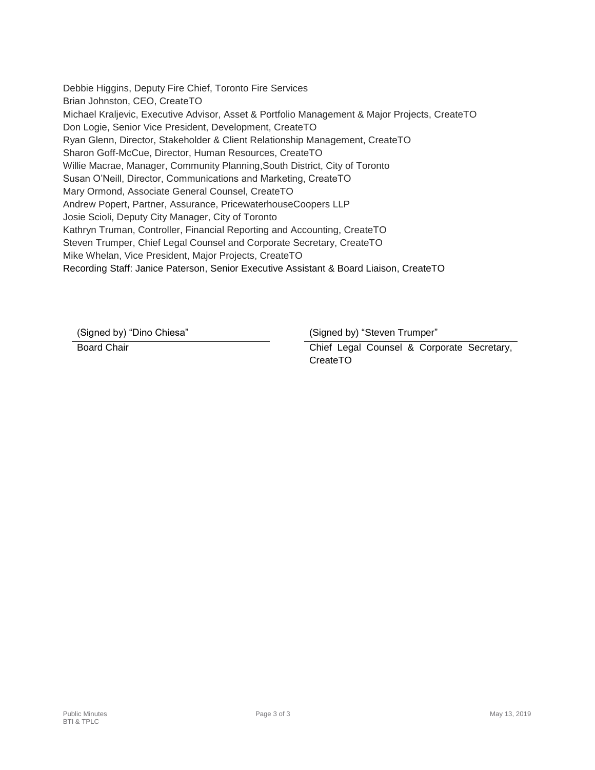Debbie Higgins, Deputy Fire Chief, Toronto Fire Services
Brian Johnston, CEO, CreateTO
Michael Kraljevic, Executive Advisor, Asset & Portfolio Management & Major Projects, CreateTO
Don Logie, Senior Vice President, Development, CreateTO
Ryan Glenn, Director, Stakeholder & Client Relationship Management, CreateTO
Sharon Goff-McCue, Director, Human Resources, CreateTO
Willie Macrae, Manager, Community Planning,South District, City of Toronto
Susan O'Neill, Director, Communications and Marketing, CreateTO
Mary Ormond, Associate General Counsel, CreateTO
Andrew Popert, Partner, Assurance, PricewaterhouseCoopers LLP
Josie Scioli, Deputy City Manager, City of Toronto
Kathryn Truman, Controller, Financial Reporting and Accounting, CreateTO
Steven Trumper, Chief Legal Counsel and Corporate Secretary, CreateTO
Mike Whelan, Vice President, Major Projects, CreateTO
Recording Staff: Janice Paterson, Senior Executive Assistant & Board Liaison, CreateTO

(Signed by) "Dino Chiesa"
Board Chair

(Signed by) "Steven Trumper"
Chief Legal Counsel & Corporate Secretary, CreateTO